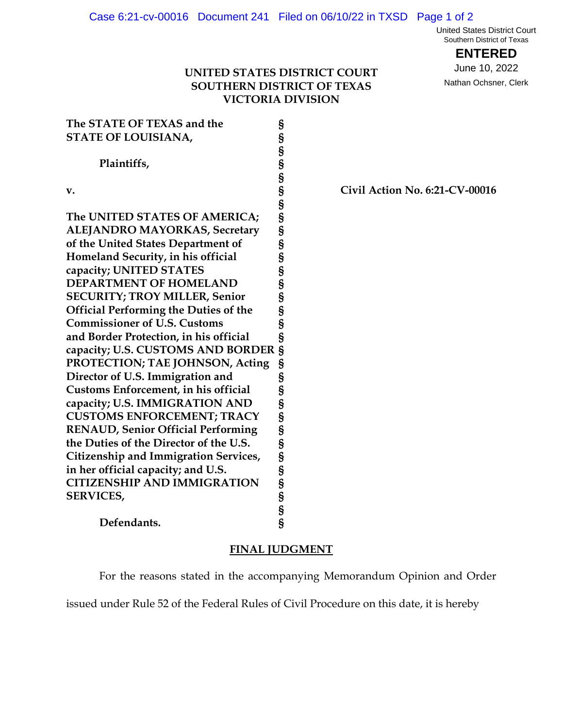United States District Court
Southern District of Texas

**ENTERED**

June 10, 2022

Nathan Ochsner, Clerk

**UNITED STATES DISTRICT COURT**
**SOUTHERN DISTRICT OF TEXAS**
**VICTORIA DIVISION**

| | | |
|---|---|---|
| **The STATE OF TEXAS and the STATE OF LOUISIANA,** | § | |
| | § | |
| **Plaintiffs,** | § | |
| | § | |
| **v.** | § | **Civil Action No. 6:21-CV-00016** |
| | § | |
| **The UNITED STATES OF AMERICA; ALEJANDRO MAYORKAS, Secretary of the United States Department of Homeland Security, in his official capacity; UNITED STATES DEPARTMENT OF HOMELAND SECURITY; TROY MILLER, Senior Official Performing the Duties of the Commissioner of U.S. Customs and Border Protection, in his official capacity; U.S. CUSTOMS AND BORDER PROTECTION; TAE JOHNSON, Acting Director of U.S. Immigration and Customs Enforcement, in his official capacity; U.S. IMMIGRATION AND CUSTOMS ENFORCEMENT; TRACY RENAUD, Senior Official Performing the Duties of the Director of the U.S. Citizenship and Immigration Services, in her official capacity; and U.S. CITIZENSHIP AND IMMIGRATION SERVICES,** | § | |
| | § | |
| **Defendants.** | § | |

**FINAL JUDGMENT**

For the reasons stated in the accompanying Memorandum Opinion and Order issued under Rule 52 of the Federal Rules of Civil Procedure on this date, it is hereby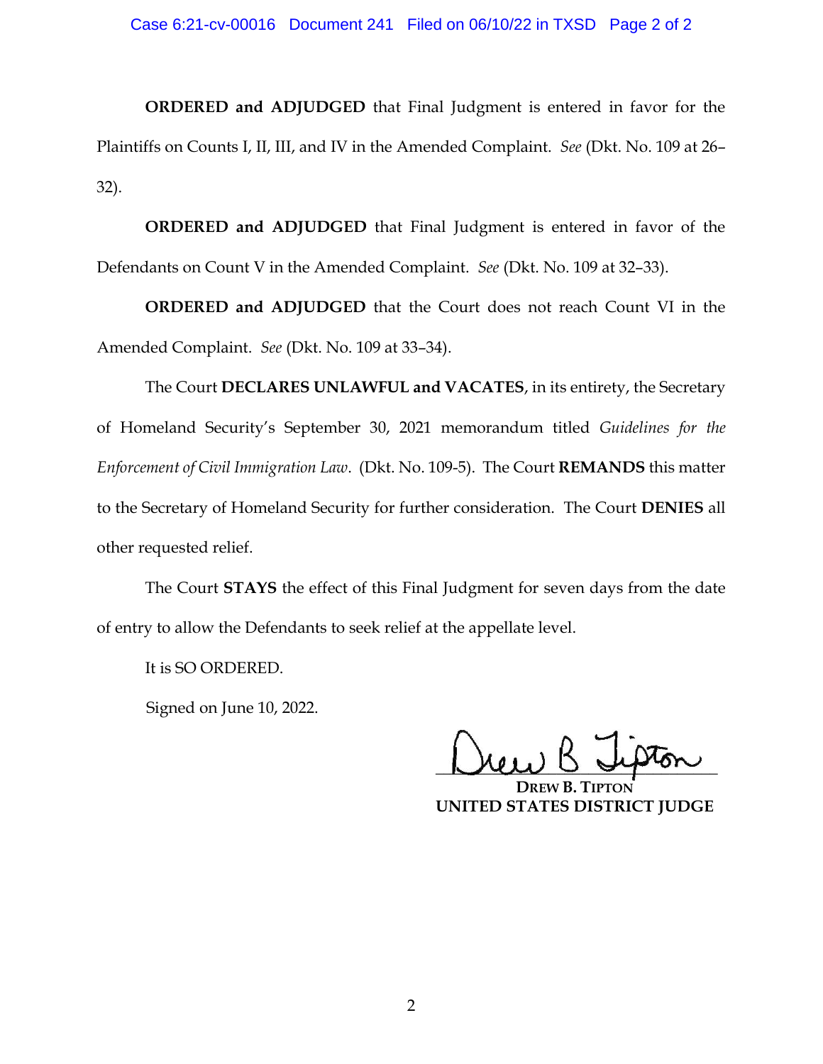**ORDERED and ADJUDGED** that Final Judgment is entered in favor for the Plaintiffs on Counts I, II, III, and IV in the Amended Complaint. *See* (Dkt. No. 109 at 26–32).

**ORDERED and ADJUDGED** that Final Judgment is entered in favor of the Defendants on Count V in the Amended Complaint. *See* (Dkt. No. 109 at 32–33).

**ORDERED and ADJUDGED** that the Court does not reach Count VI in the Amended Complaint. *See* (Dkt. No. 109 at 33–34).

The Court **DECLARES UNLAWFUL and VACATES**, in its entirety, the Secretary of Homeland Security's September 30, 2021 memorandum titled *Guidelines for the Enforcement of Civil Immigration Law*. (Dkt. No. 109-5). The Court **REMANDS** this matter to the Secretary of Homeland Security for further consideration. The Court **DENIES** all other requested relief.

The Court **STAYS** the effect of this Final Judgment for seven days from the date of entry to allow the Defendants to seek relief at the appellate level.

It is SO ORDERED.

Signed on June 10, 2022.

Drew B Tipton

**DREW B. TIPTON**
**UNITED STATES DISTRICT JUDGE**